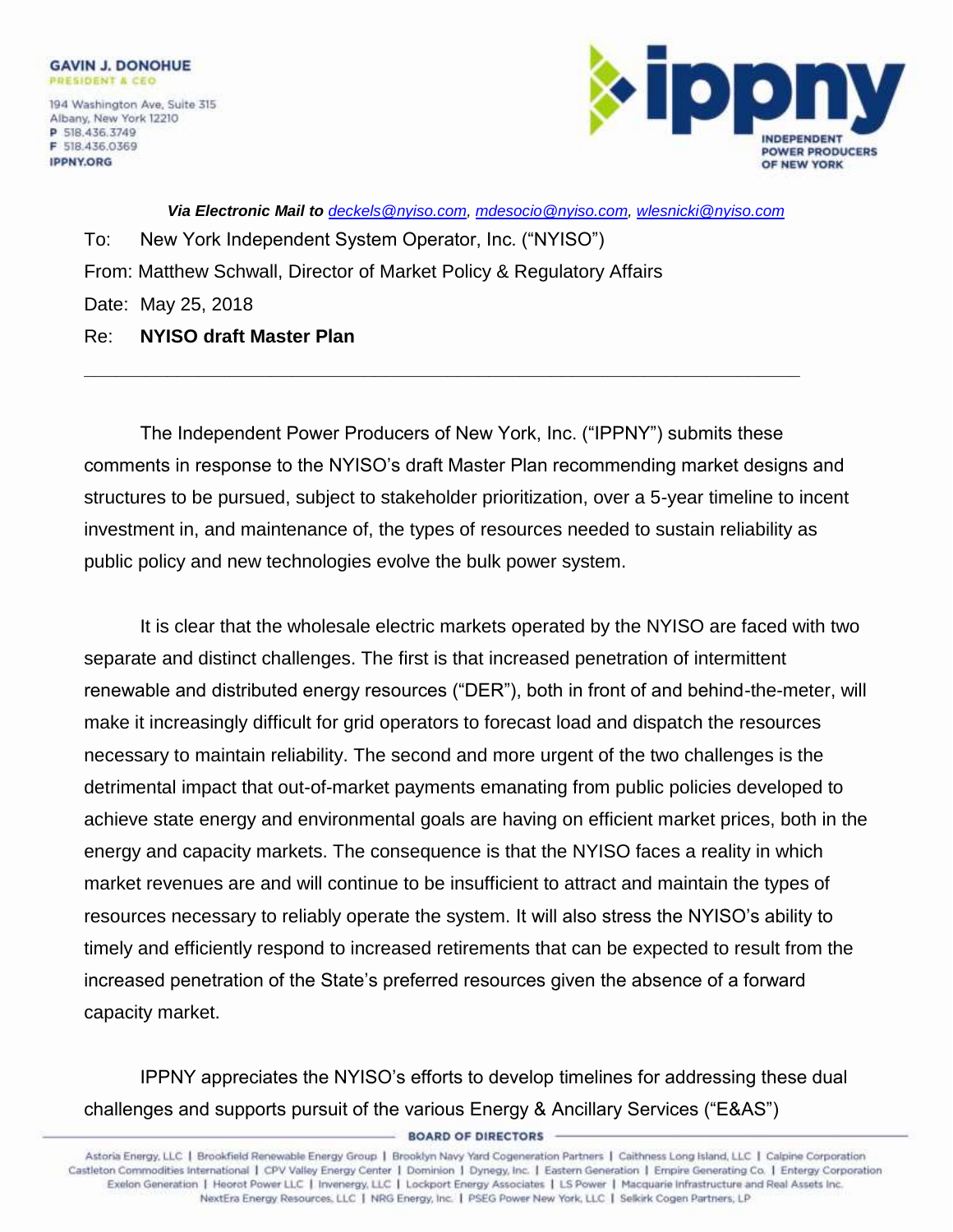**GAVIN J. DONOHUE**
PRESIDENT & CEO

194 Washington Ave, Suite 315
Albany, New York 12210
P 518.436.3749
F 518.436.0369
IPPNY.ORG

**ippny**
INDEPENDENT POWER PRODUCERS OF NEW YORK

***Via Electronic Mail to** deckels@nyiso.com, mdesocio@nyiso.com, wlesnicki@nyiso.com*

To: New York Independent System Operator, Inc. ("NYISO")

From: Matthew Schwall, Director of Market Policy & Regulatory Affairs

Date: May 25, 2018

Re: **NYISO draft Master Plan**

---

The Independent Power Producers of New York, Inc. ("IPPNY") submits these comments in response to the NYISO's draft Master Plan recommending market designs and structures to be pursued, subject to stakeholder prioritization, over a 5-year timeline to incent investment in, and maintenance of, the types of resources needed to sustain reliability as public policy and new technologies evolve the bulk power system.

It is clear that the wholesale electric markets operated by the NYISO are faced with two separate and distinct challenges. The first is that increased penetration of intermittent renewable and distributed energy resources ("DER"), both in front of and behind-the-meter, will make it increasingly difficult for grid operators to forecast load and dispatch the resources necessary to maintain reliability. The second and more urgent of the two challenges is the detrimental impact that out-of-market payments emanating from public policies developed to achieve state energy and environmental goals are having on efficient market prices, both in the energy and capacity markets. The consequence is that the NYISO faces a reality in which market revenues are and will continue to be insufficient to attract and maintain the types of resources necessary to reliably operate the system. It will also stress the NYISO's ability to timely and efficiently respond to increased retirements that can be expected to result from the increased penetration of the State's preferred resources given the absence of a forward capacity market.

IPPNY appreciates the NYISO's efforts to develop timelines for addressing these dual challenges and supports pursuit of the various Energy & Ancillary Services ("E&AS")

**BOARD OF DIRECTORS**

Astoria Energy, LLC | Brookfield Renewable Energy Group | Brooklyn Navy Yard Cogeneration Partners | Caithness Long Island, LLC | Calpine Corporation
Castleton Commodities International | CPV Valley Energy Center | Dominion | Dynegy, Inc. | Eastern Generation | Empire Generating Co. | Entergy Corporation
Exelon Generation | Heorot Power LLC | Invenergy, LLC | Lockport Energy Associates | LS Power | Macquarie Infrastructure and Real Assets Inc.
NextEra Energy Resources, LLC | NRG Energy, Inc. | PSEG Power New York, LLC | Selkirk Cogen Partners, LP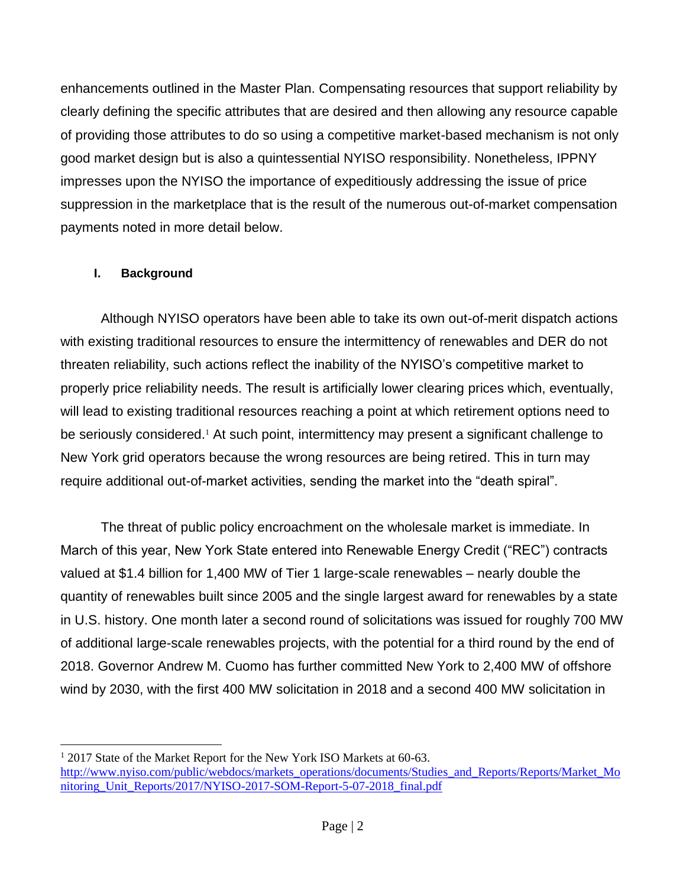enhancements outlined in the Master Plan. Compensating resources that support reliability by clearly defining the specific attributes that are desired and then allowing any resource capable of providing those attributes to do so using a competitive market-based mechanism is not only good market design but is also a quintessential NYISO responsibility. Nonetheless, IPPNY impresses upon the NYISO the importance of expeditiously addressing the issue of price suppression in the marketplace that is the result of the numerous out-of-market compensation payments noted in more detail below.

## I. Background

Although NYISO operators have been able to take its own out-of-merit dispatch actions with existing traditional resources to ensure the intermittency of renewables and DER do not threaten reliability, such actions reflect the inability of the NYISO's competitive market to properly price reliability needs. The result is artificially lower clearing prices which, eventually, will lead to existing traditional resources reaching a point at which retirement options need to be seriously considered.[1] At such point, intermittency may present a significant challenge to New York grid operators because the wrong resources are being retired. This in turn may require additional out-of-market activities, sending the market into the "death spiral".

The threat of public policy encroachment on the wholesale market is immediate. In March of this year, New York State entered into Renewable Energy Credit ("REC") contracts valued at $1.4 billion for 1,400 MW of Tier 1 large-scale renewables – nearly double the quantity of renewables built since 2005 and the single largest award for renewables by a state in U.S. history. One month later a second round of solicitations was issued for roughly 700 MW of additional large-scale renewables projects, with the potential for a third round by the end of 2018. Governor Andrew M. Cuomo has further committed New York to 2,400 MW of offshore wind by 2030, with the first 400 MW solicitation in 2018 and a second 400 MW solicitation in

---

[1] 2017 State of the Market Report for the New York ISO Markets at 60-63. http://www.nyiso.com/public/webdocs/markets_operations/documents/Studies_and_Reports/Reports/Market_Monitoring_Unit_Reports/2017/NYISO-2017-SOM-Report-5-07-2018_final.pdf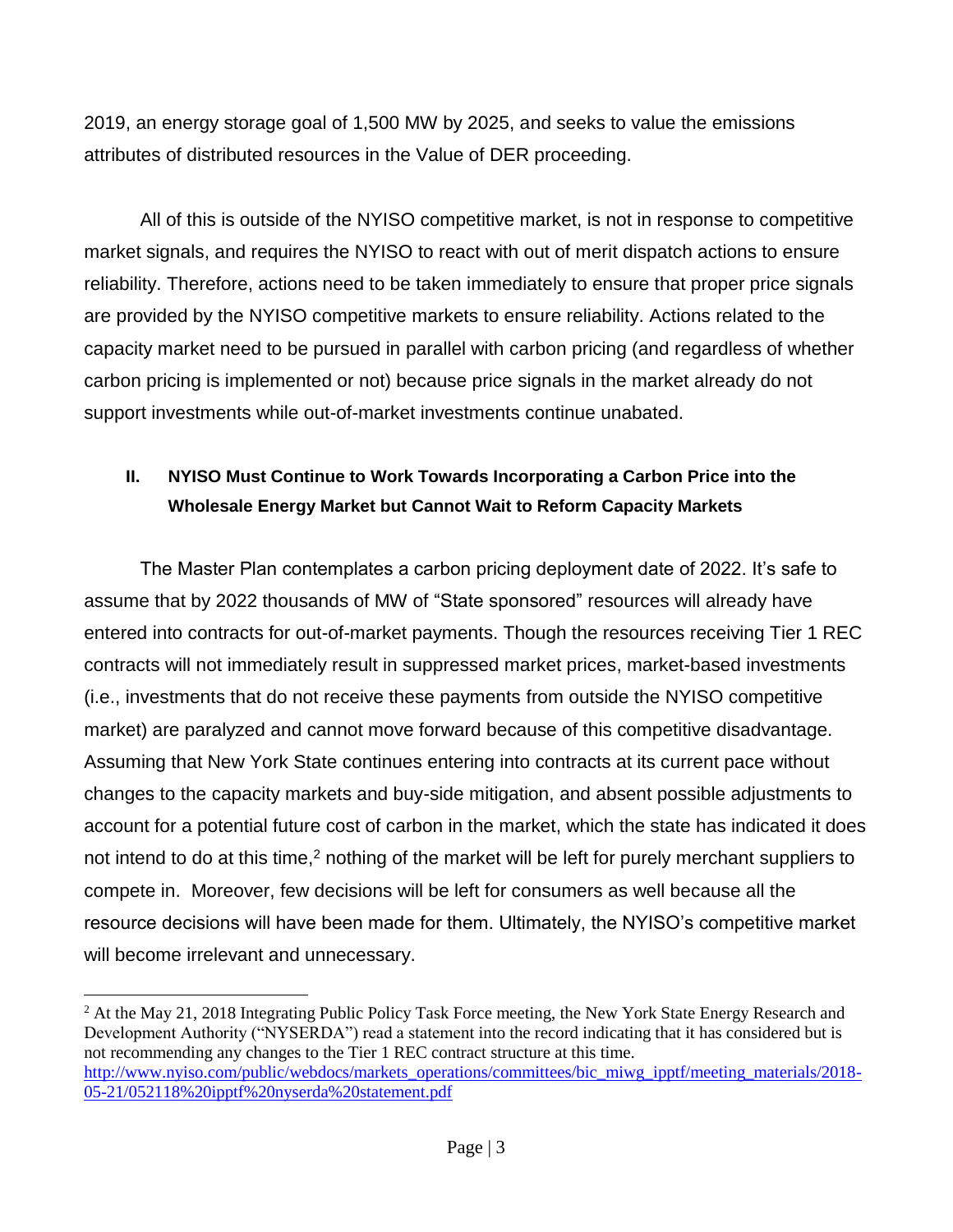2019, an energy storage goal of 1,500 MW by 2025, and seeks to value the emissions attributes of distributed resources in the Value of DER proceeding.

All of this is outside of the NYISO competitive market, is not in response to competitive market signals, and requires the NYISO to react with out of merit dispatch actions to ensure reliability. Therefore, actions need to be taken immediately to ensure that proper price signals are provided by the NYISO competitive markets to ensure reliability. Actions related to the capacity market need to be pursued in parallel with carbon pricing (and regardless of whether carbon pricing is implemented or not) because price signals in the market already do not support investments while out-of-market investments continue unabated.

## II. NYISO Must Continue to Work Towards Incorporating a Carbon Price into the Wholesale Energy Market but Cannot Wait to Reform Capacity Markets

The Master Plan contemplates a carbon pricing deployment date of 2022. It's safe to assume that by 2022 thousands of MW of "State sponsored" resources will already have entered into contracts for out-of-market payments. Though the resources receiving Tier 1 REC contracts will not immediately result in suppressed market prices, market-based investments (i.e., investments that do not receive these payments from outside the NYISO competitive market) are paralyzed and cannot move forward because of this competitive disadvantage. Assuming that New York State continues entering into contracts at its current pace without changes to the capacity markets and buy-side mitigation, and absent possible adjustments to account for a potential future cost of carbon in the market, which the state has indicated it does not intend to do at this time,[2] nothing of the market will be left for purely merchant suppliers to compete in. Moreover, few decisions will be left for consumers as well because all the resource decisions will have been made for them. Ultimately, the NYISO's competitive market will become irrelevant and unnecessary.

---

[2] At the May 21, 2018 Integrating Public Policy Task Force meeting, the New York State Energy Research and Development Authority ("NYSERDA") read a statement into the record indicating that it has considered but is not recommending any changes to the Tier 1 REC contract structure at this time. http://www.nyiso.com/public/webdocs/markets_operations/committees/bic_miwg_ipptf/meeting_materials/2018-05-21/052118%20ipptf%20nyserda%20statement.pdf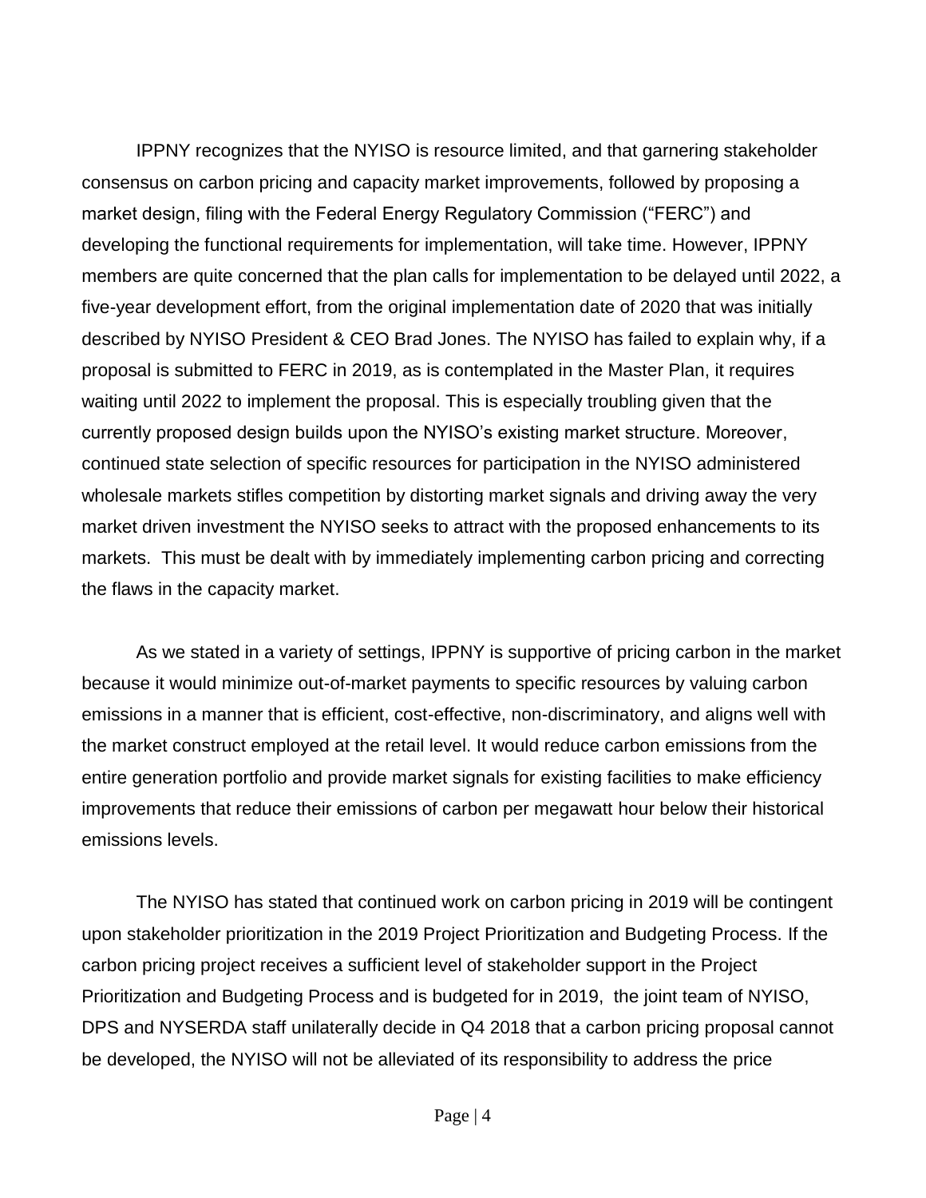IPPNY recognizes that the NYISO is resource limited, and that garnering stakeholder consensus on carbon pricing and capacity market improvements, followed by proposing a market design, filing with the Federal Energy Regulatory Commission ("FERC") and developing the functional requirements for implementation, will take time. However, IPPNY members are quite concerned that the plan calls for implementation to be delayed until 2022, a five-year development effort, from the original implementation date of 2020 that was initially described by NYISO President & CEO Brad Jones. The NYISO has failed to explain why, if a proposal is submitted to FERC in 2019, as is contemplated in the Master Plan, it requires waiting until 2022 to implement the proposal. This is especially troubling given that the currently proposed design builds upon the NYISO's existing market structure. Moreover, continued state selection of specific resources for participation in the NYISO administered wholesale markets stifles competition by distorting market signals and driving away the very market driven investment the NYISO seeks to attract with the proposed enhancements to its markets. This must be dealt with by immediately implementing carbon pricing and correcting the flaws in the capacity market.

As we stated in a variety of settings, IPPNY is supportive of pricing carbon in the market because it would minimize out-of-market payments to specific resources by valuing carbon emissions in a manner that is efficient, cost-effective, non-discriminatory, and aligns well with the market construct employed at the retail level. It would reduce carbon emissions from the entire generation portfolio and provide market signals for existing facilities to make efficiency improvements that reduce their emissions of carbon per megawatt hour below their historical emissions levels.

The NYISO has stated that continued work on carbon pricing in 2019 will be contingent upon stakeholder prioritization in the 2019 Project Prioritization and Budgeting Process. If the carbon pricing project receives a sufficient level of stakeholder support in the Project Prioritization and Budgeting Process and is budgeted for in 2019, the joint team of NYISO, DPS and NYSERDA staff unilaterally decide in Q4 2018 that a carbon pricing proposal cannot be developed, the NYISO will not be alleviated of its responsibility to address the price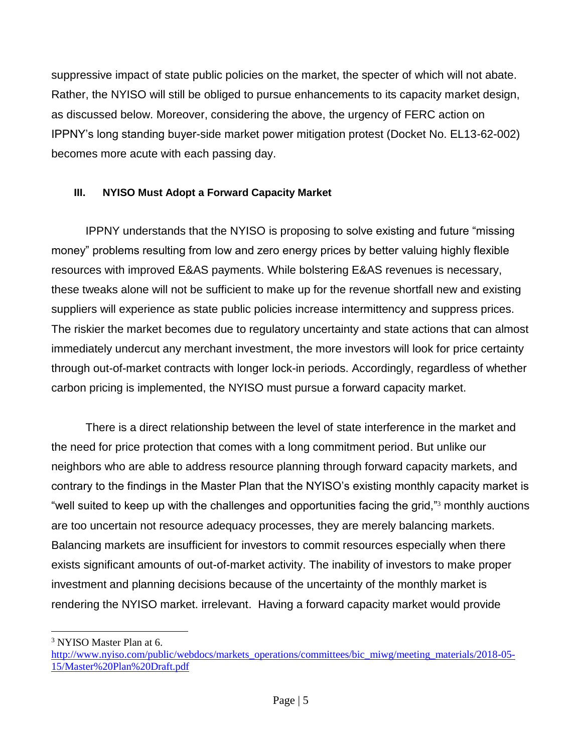suppressive impact of state public policies on the market, the specter of which will not abate. Rather, the NYISO will still be obliged to pursue enhancements to its capacity market design, as discussed below. Moreover, considering the above, the urgency of FERC action on IPPNY's long standing buyer-side market power mitigation protest (Docket No. EL13-62-002) becomes more acute with each passing day.

### III. NYISO Must Adopt a Forward Capacity Market

IPPNY understands that the NYISO is proposing to solve existing and future "missing money" problems resulting from low and zero energy prices by better valuing highly flexible resources with improved E&AS payments. While bolstering E&AS revenues is necessary, these tweaks alone will not be sufficient to make up for the revenue shortfall new and existing suppliers will experience as state public policies increase intermittency and suppress prices. The riskier the market becomes due to regulatory uncertainty and state actions that can almost immediately undercut any merchant investment, the more investors will look for price certainty through out-of-market contracts with longer lock-in periods. Accordingly, regardless of whether carbon pricing is implemented, the NYISO must pursue a forward capacity market.

There is a direct relationship between the level of state interference in the market and the need for price protection that comes with a long commitment period. But unlike our neighbors who are able to address resource planning through forward capacity markets, and contrary to the findings in the Master Plan that the NYISO's existing monthly capacity market is "well suited to keep up with the challenges and opportunities facing the grid,"[3] monthly auctions are too uncertain not resource adequacy processes, they are merely balancing markets. Balancing markets are insufficient for investors to commit resources especially when there exists significant amounts of out-of-market activity. The inability of investors to make proper investment and planning decisions because of the uncertainty of the monthly market is rendering the NYISO market. irrelevant. Having a forward capacity market would provide

---

[3] NYISO Master Plan at 6. http://www.nyiso.com/public/webdocs/markets_operations/committees/bic_miwg/meeting_materials/2018-05-15/Master%20Plan%20Draft.pdf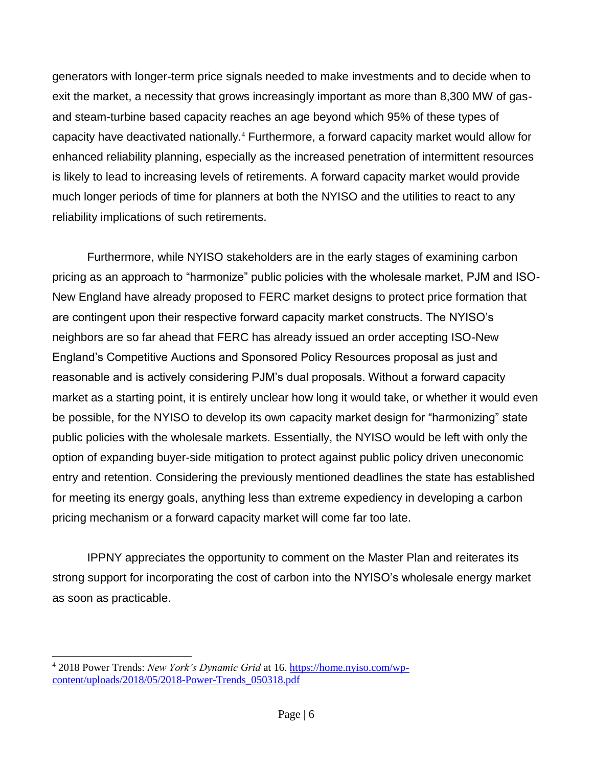generators with longer-term price signals needed to make investments and to decide when to exit the market, a necessity that grows increasingly important as more than 8,300 MW of gas- and steam-turbine based capacity reaches an age beyond which 95% of these types of capacity have deactivated nationally.[4] Furthermore, a forward capacity market would allow for enhanced reliability planning, especially as the increased penetration of intermittent resources is likely to lead to increasing levels of retirements. A forward capacity market would provide much longer periods of time for planners at both the NYISO and the utilities to react to any reliability implications of such retirements.

Furthermore, while NYISO stakeholders are in the early stages of examining carbon pricing as an approach to "harmonize" public policies with the wholesale market, PJM and ISO-New England have already proposed to FERC market designs to protect price formation that are contingent upon their respective forward capacity market constructs. The NYISO's neighbors are so far ahead that FERC has already issued an order accepting ISO-New England's Competitive Auctions and Sponsored Policy Resources proposal as just and reasonable and is actively considering PJM's dual proposals. Without a forward capacity market as a starting point, it is entirely unclear how long it would take, or whether it would even be possible, for the NYISO to develop its own capacity market design for "harmonizing" state public policies with the wholesale markets. Essentially, the NYISO would be left with only the option of expanding buyer-side mitigation to protect against public policy driven uneconomic entry and retention. Considering the previously mentioned deadlines the state has established for meeting its energy goals, anything less than extreme expediency in developing a carbon pricing mechanism or a forward capacity market will come far too late.

IPPNY appreciates the opportunity to comment on the Master Plan and reiterates its strong support for incorporating the cost of carbon into the NYISO's wholesale energy market as soon as practicable.

---

[4] 2018 Power Trends: *New York's Dynamic Grid* at 16. https://home.nyiso.com/wp-content/uploads/2018/05/2018-Power-Trends_050318.pdf